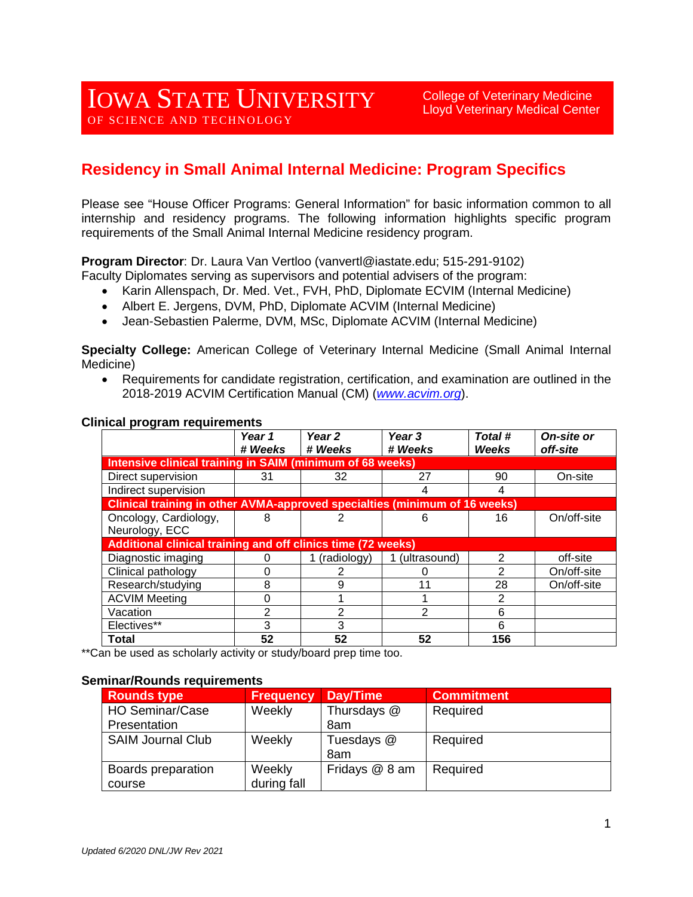IOWA STATE UNIVERSITY
OF SCIENCE AND TECHNOLOGY

College of Veterinary Medicine
Lloyd Veterinary Medical Center

# Residency in Small Animal Internal Medicine: Program Specifics

Please see "House Officer Programs: General Information" for basic information common to all internship and residency programs. The following information highlights specific program requirements of the Small Animal Internal Medicine residency program.

**Program Director**: Dr. Laura Van Vertloo (vanvertl@iastate.edu; 515-291-9102)
Faculty Diplomates serving as supervisors and potential advisers of the program:

- Karin Allenspach, Dr. Med. Vet., FVH, PhD, Diplomate ECVIM (Internal Medicine)
- Albert E. Jergens, DVM, PhD, Diplomate ACVIM (Internal Medicine)
- Jean-Sebastien Palerme, DVM, MSc, Diplomate ACVIM (Internal Medicine)

**Specialty College:** American College of Veterinary Internal Medicine (Small Animal Internal Medicine)

- Requirements for candidate registration, certification, and examination are outlined in the 2018-2019 ACVIM Certification Manual (CM) (*www.acvim.org*).

**Clinical program requirements**

| | *Year 1 # Weeks* | *Year 2 # Weeks* | *Year 3 # Weeks* | *Total # Weeks* | *On-site or off-site* |
|---|---|---|---|---|---|
| **Intensive clinical training in SAIM (minimum of 68 weeks)** | | | | | |
| Direct supervision | 31 | 32 | 27 | 90 | On-site |
| Indirect supervision | | | 4 | 4 | |
| **Clinical training in other AVMA-approved specialties (minimum of 16 weeks)** | | | | | |
| Oncology, Cardiology, Neurology, ECC | 8 | 2 | 6 | 16 | On/off-site |
| **Additional clinical training and off clinics time (72 weeks)** | | | | | |
| Diagnostic imaging | 0 | 1 (radiology) | 1 (ultrasound) | 2 | off-site |
| Clinical pathology | 0 | 2 | 0 | 2 | On/off-site |
| Research/studying | 8 | 9 | 11 | 28 | On/off-site |
| ACVIM Meeting | 0 | 1 | 1 | 2 | |
| Vacation | 2 | 2 | 2 | 6 | |
| Electives** | 3 | 3 | | 6 | |
| **Total** | **52** | **52** | **52** | **156** | |

**Can be used as scholarly activity or study/board prep time too.

**Seminar/Rounds requirements**

| Rounds type | Frequency | Day/Time | Commitment |
|---|---|---|---|
| HO Seminar/Case Presentation | Weekly | Thursdays @ 8am | Required |
| SAIM Journal Club | Weekly | Tuesdays @ 8am | Required |
| Boards preparation course | Weekly during fall | Fridays @ 8 am | Required |

*Updated 6/2020 DNL/JW Rev 2021*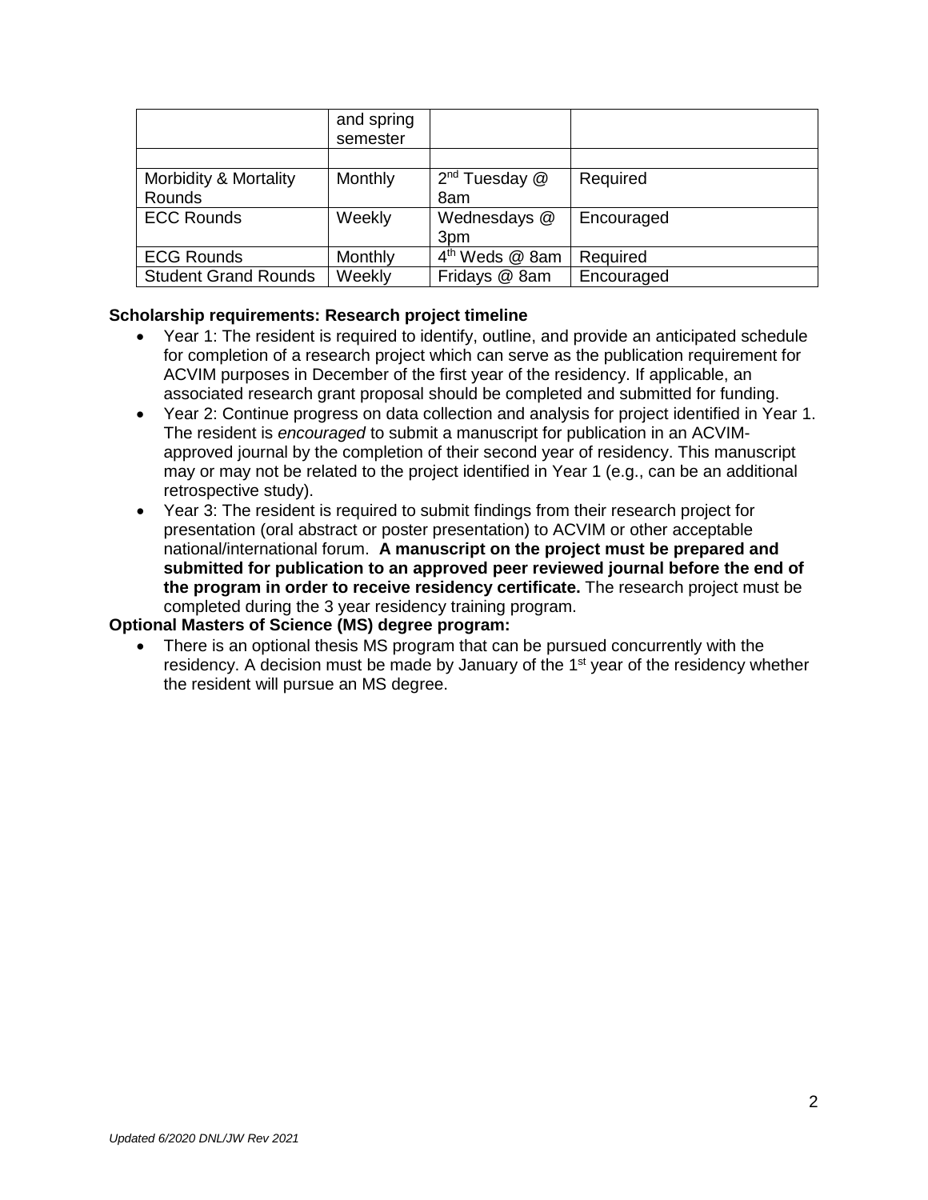| | | | |
|---|---|---|---|
| | and spring semester | | |
| | | | |
| Morbidity & Mortality Rounds | Monthly | 2nd Tuesday @ 8am | Required |
| ECC Rounds | Weekly | Wednesdays @ 3pm | Encouraged |
| ECG Rounds | Monthly | 4th Weds @ 8am | Required |
| Student Grand Rounds | Weekly | Fridays @ 8am | Encouraged |

**Scholarship requirements: Research project timeline**

- Year 1: The resident is required to identify, outline, and provide an anticipated schedule for completion of a research project which can serve as the publication requirement for ACVIM purposes in December of the first year of the residency. If applicable, an associated research grant proposal should be completed and submitted for funding.
- Year 2: Continue progress on data collection and analysis for project identified in Year 1. The resident is *encouraged* to submit a manuscript for publication in an ACVIM-approved journal by the completion of their second year of residency. This manuscript may or may not be related to the project identified in Year 1 (e.g., can be an additional retrospective study).
- Year 3: The resident is required to submit findings from their research project for presentation (oral abstract or poster presentation) to ACVIM or other acceptable national/international forum. **A manuscript on the project must be prepared and submitted for publication to an approved peer reviewed journal before the end of the program in order to receive residency certificate.** The research project must be completed during the 3 year residency training program.

**Optional Masters of Science (MS) degree program:**

- There is an optional thesis MS program that can be pursued concurrently with the residency. A decision must be made by January of the 1st year of the residency whether the resident will pursue an MS degree.

*Updated 6/2020 DNL/JW Rev 2021*